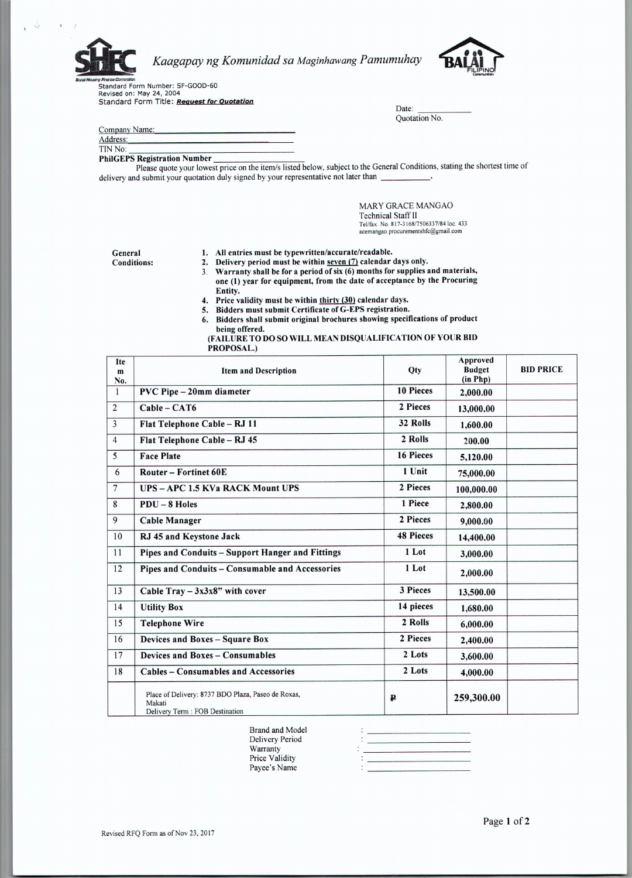Kaagapay ng Komunidad sa Maginhawang Pamumuhay

Social Housing Finance Corporation

Standard Form Number: SF-GOOD-60
Revised on: May 24, 2004
Standard Form Title: ***Request for Quotation***

Date: ___________
Quotation No.

Company Name: ______________________________
Address: ______________________________
TIN No: ______________________________
**PhilGEPS Registration Number** ________________

Please quote your lowest price on the item/s listed below, subject to the General Conditions, stating the shortest time of delivery and submit your quotation duly signed by your representative not later than __________.

MARY GRACE MANGAO
Technical Staff II
Tel/fax. No. 817-3168/7506337/84 loc. 433
acemangao.procurementshfc@gmail.com

**General Conditions:**

1. **All entries must be typewritten/accurate/readable.**
2. **Delivery period must be within seven (7) calendar days only.**
3. **Warranty shall be for a period of six (6) months for supplies and materials, one (1) year for equipment, from the date of acceptance by the Procuring Entity.**
4. **Price validity must be within thirty (30) calendar days.**
5. **Bidders must submit Certificate of G-EPS registration.**
6. **Bidders shall submit original brochures showing specifications of product being offered.**

**(FAILURE TO DO SO WILL MEAN DISQUALIFICATION OF YOUR BID PROPOSAL.)**

| Item No. | Item and Description | Qty | Approved Budget (in Php) | BID PRICE |
|---|---|---|---|---|
| 1 | **PVC Pipe – 20mm diameter** | **10 Pieces** | **2,000.00** | |
| 2 | **Cable – CAT6** | **2 Pieces** | **13,000.00** | |
| 3 | **Flat Telephone Cable – RJ 11** | **32 Rolls** | **1,600.00** | |
| 4 | **Flat Telephone Cable – RJ 45** | **2 Rolls** | **200.00** | |
| 5 | **Face Plate** | **16 Pieces** | **5,120.00** | |
| 6 | **Router – Fortinet 60E** | **1 Unit** | **75,000.00** | |
| 7 | **UPS – APC 1.5 KVa RACK Mount UPS** | **2 Pieces** | **100,000.00** | |
| 8 | **PDU – 8 Holes** | **1 Piece** | **2,800.00** | |
| 9 | **Cable Manager** | **2 Pieces** | **9,000.00** | |
| 10 | **RJ 45 and Keystone Jack** | **48 Pieces** | **14,400.00** | |
| 11 | **Pipes and Conduits – Support Hanger and Fittings** | **1 Lot** | **3,000.00** | |
| 12 | **Pipes and Conduits – Consumable and Accessories** | **1 Lot** | **2,000.00** | |
| 13 | **Cable Tray – 3x3x8" with cover** | **3 Pieces** | **13,500.00** | |
| 14 | **Utility Box** | **14 pieces** | **1,680.00** | |
| 15 | **Telephone Wire** | **2 Rolls** | **6,000.00** | |
| 16 | **Devices and Boxes – Square Box** | **2 Pieces** | **2,400.00** | |
| 17 | **Devices and Boxes – Consumables** | **2 Lots** | **3,600.00** | |
| 18 | **Cables – Consumables and Accessories** | **2 Lots** | **4,000.00** | |
| | Place of Delivery: 8737 BDO Plaza, Paseo de Roxas, Makati<br>Delivery Term : FOB Destination | **₱** | **259,300.00** | |

Brand and Model : ____________________
Delivery Period : ____________________
Warranty : ____________________
Price Validity : ____________________
Payee's Name : ____________________

Revised RFQ Form as of Nov 23, 2017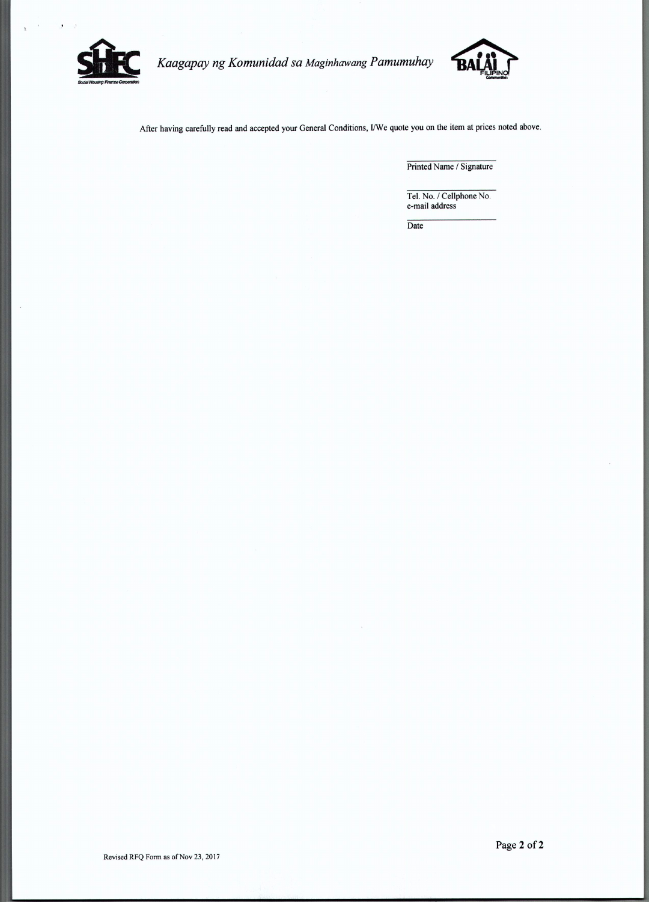Kaagapay ng Komunidad sa Maginhawang Pamumuhay

After having carefully read and accepted your General Conditions, I/We quote you on the item at prices noted above.

\_\_\_\_\_\_\_\_\_\_\_\_\_\_\_\_\_\_\_\_
Printed Name / Signature

\_\_\_\_\_\_\_\_\_\_\_\_\_\_\_\_\_\_\_\_
Tel. No. / Cellphone No.
e-mail address

\_\_\_\_\_\_\_\_\_\_\_\_\_\_\_\_\_\_\_\_
Date

Revised RFQ Form as of Nov 23, 2017